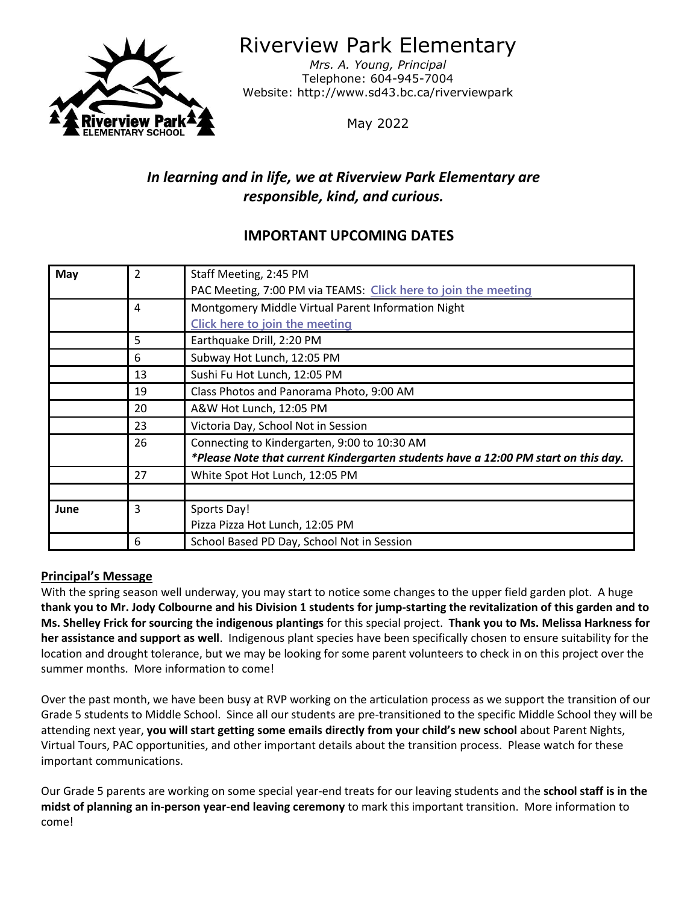# Riverview Park Elementary

*Mrs. A. Young, Principal*
Telephone: 604-945-7004
Website: http://www.sd43.bc.ca/riverviewpark

May 2022

## *In learning and in life, we at Riverview Park Elementary are responsible, kind, and curious.*

## IMPORTANT UPCOMING DATES

| | | |
|---|---|---|
| **May** | 2 | Staff Meeting, 2:45 PM<br>PAC Meeting, 7:00 PM via TEAMS: Click here to join the meeting |
| | 4 | Montgomery Middle Virtual Parent Information Night<br>Click here to join the meeting |
| | 5 | Earthquake Drill, 2:20 PM |
| | 6 | Subway Hot Lunch, 12:05 PM |
| | 13 | Sushi Fu Hot Lunch, 12:05 PM |
| | 19 | Class Photos and Panorama Photo, 9:00 AM |
| | 20 | A&W Hot Lunch, 12:05 PM |
| | 23 | Victoria Day, School Not in Session |
| | 26 | Connecting to Kindergarten, 9:00 to 10:30 AM<br>***Please Note that current Kindergarten students have a 12:00 PM start on this day.*** |
| | 27 | White Spot Hot Lunch, 12:05 PM |
| | | |
| **June** | 3 | Sports Day!<br>Pizza Pizza Hot Lunch, 12:05 PM |
| | 6 | School Based PD Day, School Not in Session |

## Principal's Message

With the spring season well underway, you may start to notice some changes to the upper field garden plot. A huge **thank you to Mr. Jody Colbourne and his Division 1 students for jump-starting the revitalization of this garden and to Ms. Shelley Frick for sourcing the indigenous plantings** for this special project. **Thank you to Ms. Melissa Harkness for her assistance and support as well**. Indigenous plant species have been specifically chosen to ensure suitability for the location and drought tolerance, but we may be looking for some parent volunteers to check in on this project over the summer months. More information to come!

Over the past month, we have been busy at RVP working on the articulation process as we support the transition of our Grade 5 students to Middle School. Since all our students are pre-transitioned to the specific Middle School they will be attending next year, **you will start getting some emails directly from your child's new school** about Parent Nights, Virtual Tours, PAC opportunities, and other important details about the transition process. Please watch for these important communications.

Our Grade 5 parents are working on some special year-end treats for our leaving students and the **school staff is in the midst of planning an in-person year-end leaving ceremony** to mark this important transition. More information to come!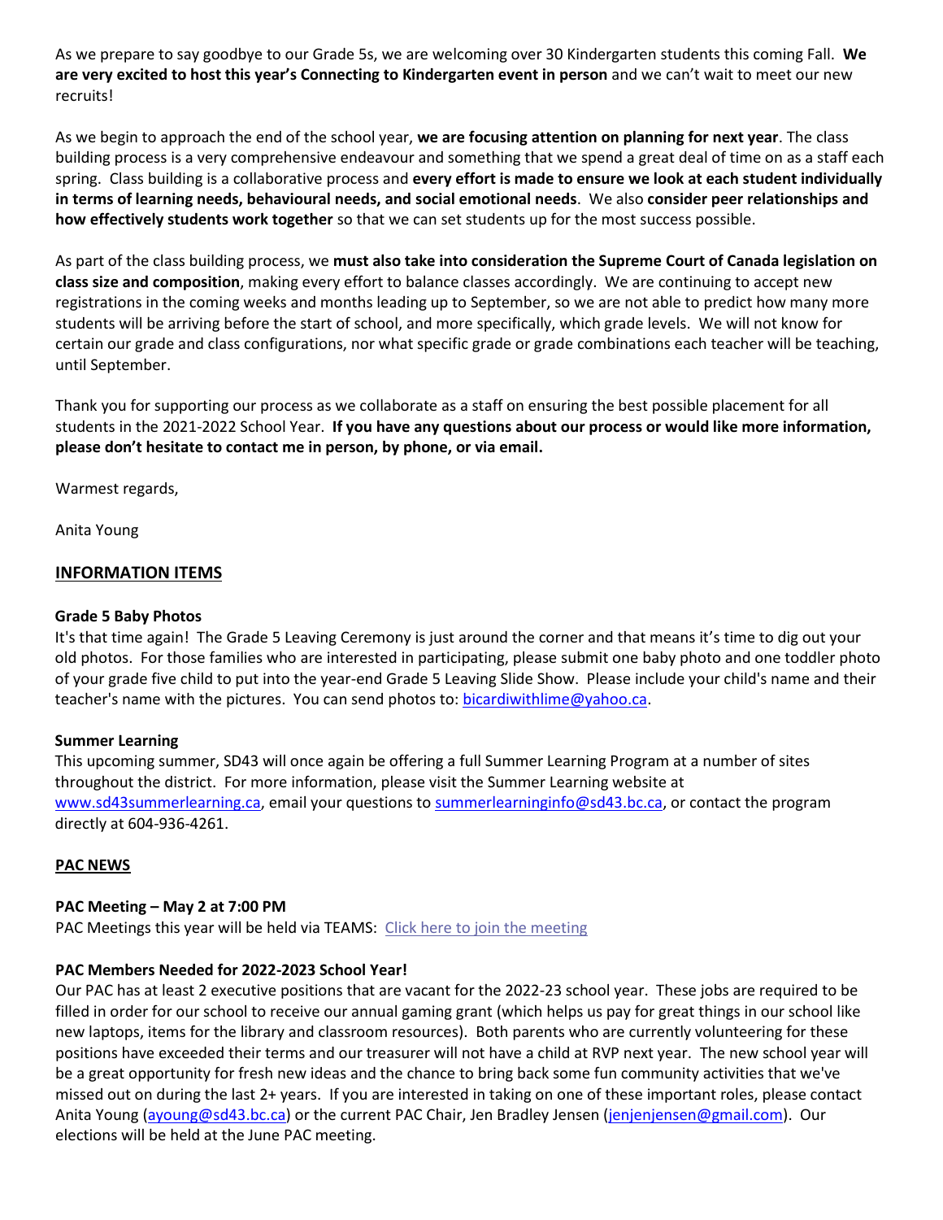As we prepare to say goodbye to our Grade 5s, we are welcoming over 30 Kindergarten students this coming Fall. **We are very excited to host this year's Connecting to Kindergarten event in person** and we can't wait to meet our new recruits!

As we begin to approach the end of the school year, **we are focusing attention on planning for next year**. The class building process is a very comprehensive endeavour and something that we spend a great deal of time on as a staff each spring. Class building is a collaborative process and **every effort is made to ensure we look at each student individually in terms of learning needs, behavioural needs, and social emotional needs**. We also **consider peer relationships and how effectively students work together** so that we can set students up for the most success possible.

As part of the class building process, we **must also take into consideration the Supreme Court of Canada legislation on class size and composition**, making every effort to balance classes accordingly. We are continuing to accept new registrations in the coming weeks and months leading up to September, so we are not able to predict how many more students will be arriving before the start of school, and more specifically, which grade levels. We will not know for certain our grade and class configurations, nor what specific grade or grade combinations each teacher will be teaching, until September.

Thank you for supporting our process as we collaborate as a staff on ensuring the best possible placement for all students in the 2021-2022 School Year. **If you have any questions about our process or would like more information, please don't hesitate to contact me in person, by phone, or via email.**

Warmest regards,

Anita Young

## INFORMATION ITEMS

### Grade 5 Baby Photos

It's that time again! The Grade 5 Leaving Ceremony is just around the corner and that means it's time to dig out your old photos. For those families who are interested in participating, please submit one baby photo and one toddler photo of your grade five child to put into the year-end Grade 5 Leaving Slide Show. Please include your child's name and their teacher's name with the pictures. You can send photos to: bicardiwithlime@yahoo.ca.

### Summer Learning

This upcoming summer, SD43 will once again be offering a full Summer Learning Program at a number of sites throughout the district. For more information, please visit the Summer Learning website at www.sd43summerlearning.ca, email your questions to summerlearninginfo@sd43.bc.ca, or contact the program directly at 604-936-4261.

## PAC NEWS

### PAC Meeting – May 2 at 7:00 PM

PAC Meetings this year will be held via TEAMS: Click here to join the meeting

### PAC Members Needed for 2022-2023 School Year!

Our PAC has at least 2 executive positions that are vacant for the 2022-23 school year. These jobs are required to be filled in order for our school to receive our annual gaming grant (which helps us pay for great things in our school like new laptops, items for the library and classroom resources). Both parents who are currently volunteering for these positions have exceeded their terms and our treasurer will not have a child at RVP next year. The new school year will be a great opportunity for fresh new ideas and the chance to bring back some fun community activities that we've missed out on during the last 2+ years. If you are interested in taking on one of these important roles, please contact Anita Young (ayoung@sd43.bc.ca) or the current PAC Chair, Jen Bradley Jensen (jenjenjensen@gmail.com). Our elections will be held at the June PAC meeting.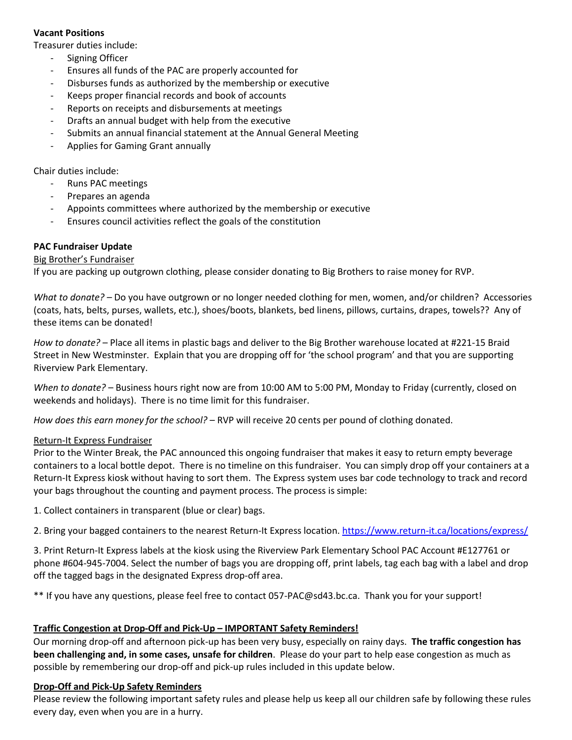**Vacant Positions**

Treasurer duties include:

- Signing Officer
- Ensures all funds of the PAC are properly accounted for
- Disburses funds as authorized by the membership or executive
- Keeps proper financial records and book of accounts
- Reports on receipts and disbursements at meetings
- Drafts an annual budget with help from the executive
- Submits an annual financial statement at the Annual General Meeting
- Applies for Gaming Grant annually

Chair duties include:

- Runs PAC meetings
- Prepares an agenda
- Appoints committees where authorized by the membership or executive
- Ensures council activities reflect the goals of the constitution

**PAC Fundraiser Update**

Big Brother's Fundraiser

If you are packing up outgrown clothing, please consider donating to Big Brothers to raise money for RVP.

*What to donate?* – Do you have outgrown or no longer needed clothing for men, women, and/or children? Accessories (coats, hats, belts, purses, wallets, etc.), shoes/boots, blankets, bed linens, pillows, curtains, drapes, towels?? Any of these items can be donated!

*How to donate?* – Place all items in plastic bags and deliver to the Big Brother warehouse located at #221-15 Braid Street in New Westminster. Explain that you are dropping off for 'the school program' and that you are supporting Riverview Park Elementary.

*When to donate?* – Business hours right now are from 10:00 AM to 5:00 PM, Monday to Friday (currently, closed on weekends and holidays). There is no time limit for this fundraiser.

*How does this earn money for the school?* – RVP will receive 20 cents per pound of clothing donated.

Return-It Express Fundraiser

Prior to the Winter Break, the PAC announced this ongoing fundraiser that makes it easy to return empty beverage containers to a local bottle depot. There is no timeline on this fundraiser. You can simply drop off your containers at a Return-It Express kiosk without having to sort them. The Express system uses bar code technology to track and record your bags throughout the counting and payment process. The process is simple:

1. Collect containers in transparent (blue or clear) bags.

2. Bring your bagged containers to the nearest Return-It Express location. https://www.return-it.ca/locations/express/

3. Print Return-It Express labels at the kiosk using the Riverview Park Elementary School PAC Account #E127761 or phone #604-945-7004. Select the number of bags you are dropping off, print labels, tag each bag with a label and drop off the tagged bags in the designated Express drop-off area.

** If you have any questions, please feel free to contact 057-PAC@sd43.bc.ca. Thank you for your support!

**Traffic Congestion at Drop-Off and Pick-Up – IMPORTANT Safety Reminders!**

Our morning drop-off and afternoon pick-up has been very busy, especially on rainy days. **The traffic congestion has been challenging and, in some cases, unsafe for children**. Please do your part to help ease congestion as much as possible by remembering our drop-off and pick-up rules included in this update below.

**Drop-Off and Pick-Up Safety Reminders**

Please review the following important safety rules and please help us keep all our children safe by following these rules every day, even when you are in a hurry.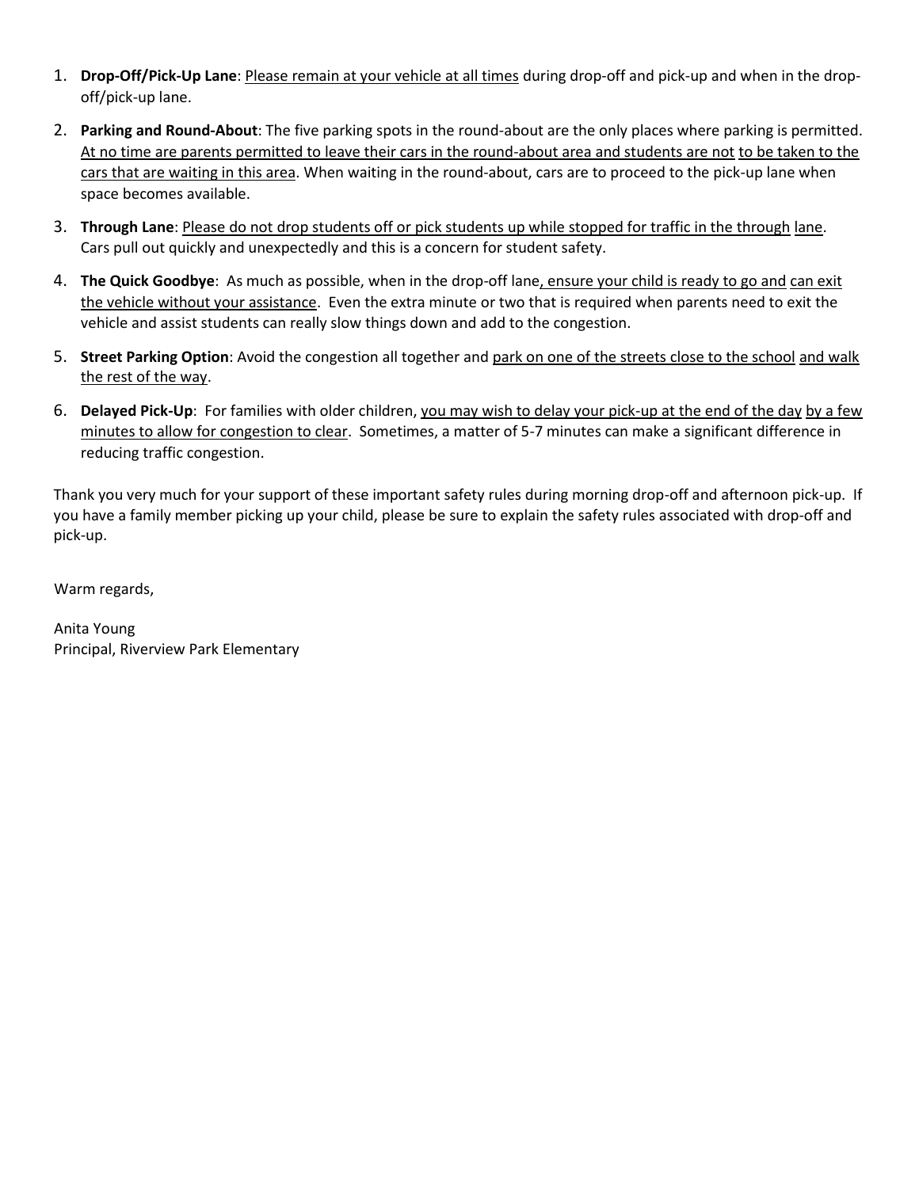1. **Drop-Off/Pick-Up Lane**: Please remain at your vehicle at all times during drop-off and pick-up and when in the drop-off/pick-up lane.

2. **Parking and Round-About**: The five parking spots in the round-about are the only places where parking is permitted. At no time are parents permitted to leave their cars in the round-about area and students are not to be taken to the cars that are waiting in this area. When waiting in the round-about, cars are to proceed to the pick-up lane when space becomes available.

3. **Through Lane**: Please do not drop students off or pick students up while stopped for traffic in the through lane. Cars pull out quickly and unexpectedly and this is a concern for student safety.

4. **The Quick Goodbye**: As much as possible, when in the drop-off lane, ensure your child is ready to go and can exit the vehicle without your assistance. Even the extra minute or two that is required when parents need to exit the vehicle and assist students can really slow things down and add to the congestion.

5. **Street Parking Option**: Avoid the congestion all together and park on one of the streets close to the school and walk the rest of the way.

6. **Delayed Pick-Up**: For families with older children, you may wish to delay your pick-up at the end of the day by a few minutes to allow for congestion to clear. Sometimes, a matter of 5-7 minutes can make a significant difference in reducing traffic congestion.

Thank you very much for your support of these important safety rules during morning drop-off and afternoon pick-up. If you have a family member picking up your child, please be sure to explain the safety rules associated with drop-off and pick-up.

Warm regards,

Anita Young
Principal, Riverview Park Elementary